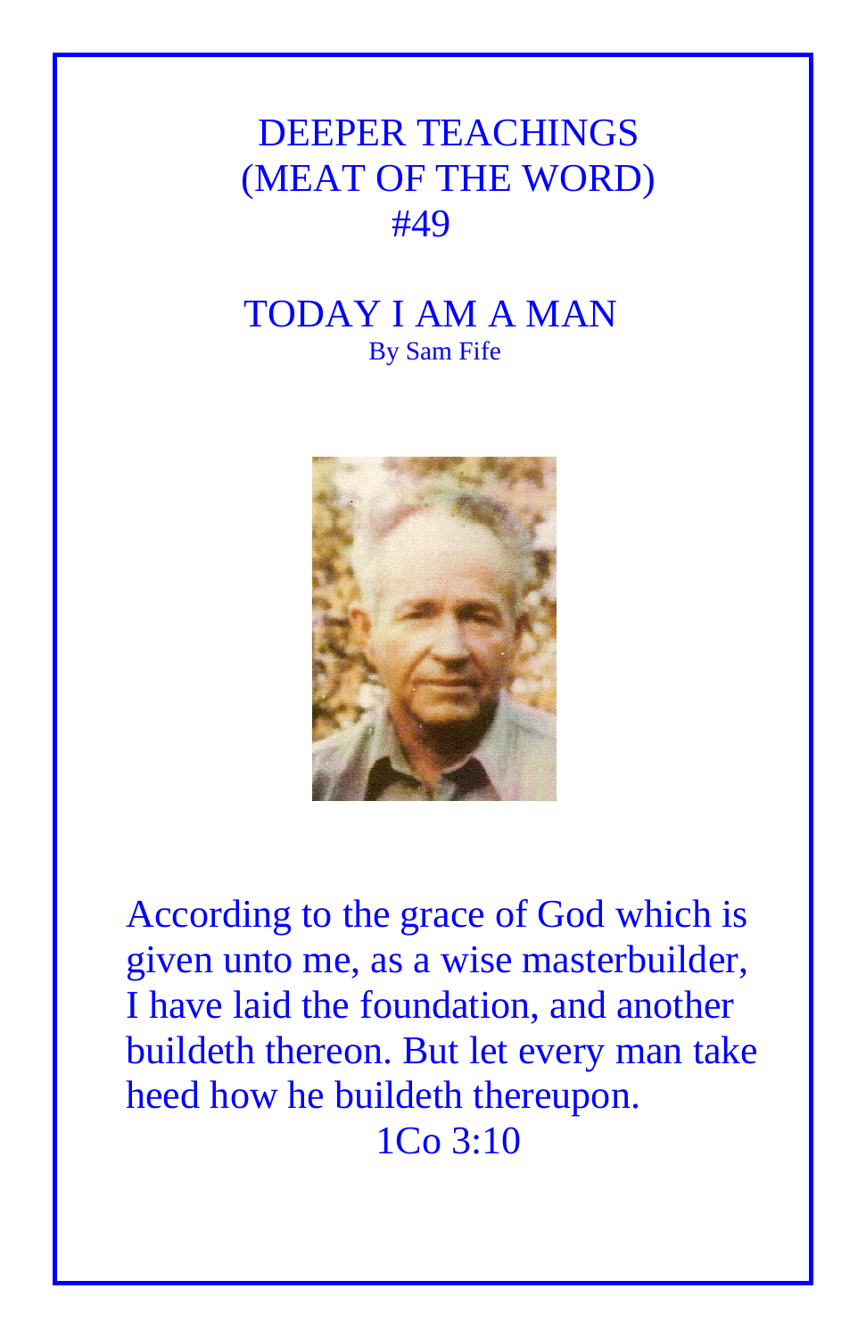# DEEPER TEACHINGS (MEAT OF THE WORD) #49

## TODAY I AM A MAN

By Sam Fife

According to the grace of God which is given unto me, as a wise masterbuilder, I have laid the foundation, and another buildeth thereon. But let every man take heed how he buildeth thereupon.

1Co 3:10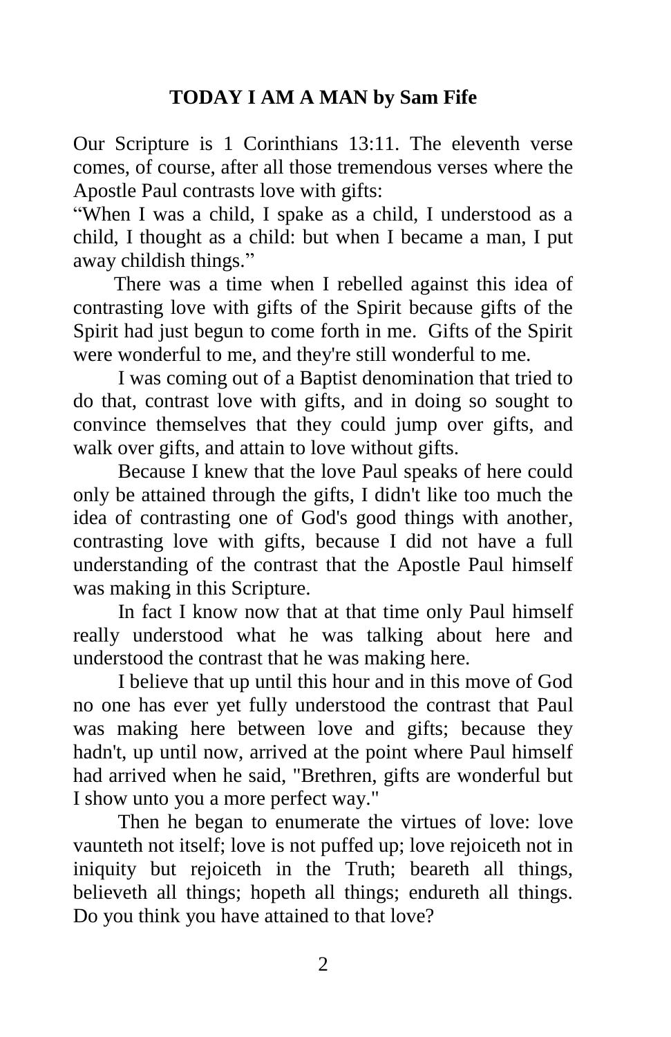## TODAY I AM A MAN by Sam Fife

Our Scripture is 1 Corinthians 13:11. The eleventh verse comes, of course, after all those tremendous verses where the Apostle Paul contrasts love with gifts:

"When I was a child, I spake as a child, I understood as a child, I thought as a child: but when I became a man, I put away childish things."

There was a time when I rebelled against this idea of contrasting love with gifts of the Spirit because gifts of the Spirit had just begun to come forth in me. Gifts of the Spirit were wonderful to me, and they're still wonderful to me.

I was coming out of a Baptist denomination that tried to do that, contrast love with gifts, and in doing so sought to convince themselves that they could jump over gifts, and walk over gifts, and attain to love without gifts.

Because I knew that the love Paul speaks of here could only be attained through the gifts, I didn't like too much the idea of contrasting one of God's good things with another, contrasting love with gifts, because I did not have a full understanding of the contrast that the Apostle Paul himself was making in this Scripture.

In fact I know now that at that time only Paul himself really understood what he was talking about here and understood the contrast that he was making here.

I believe that up until this hour and in this move of God no one has ever yet fully understood the contrast that Paul was making here between love and gifts; because they hadn't, up until now, arrived at the point where Paul himself had arrived when he said, "Brethren, gifts are wonderful but I show unto you a more perfect way."

Then he began to enumerate the virtues of love: love vaunteth not itself; love is not puffed up; love rejoiceth not in iniquity but rejoiceth in the Truth; beareth all things, believeth all things; hopeth all things; endureth all things. Do you think you have attained to that love?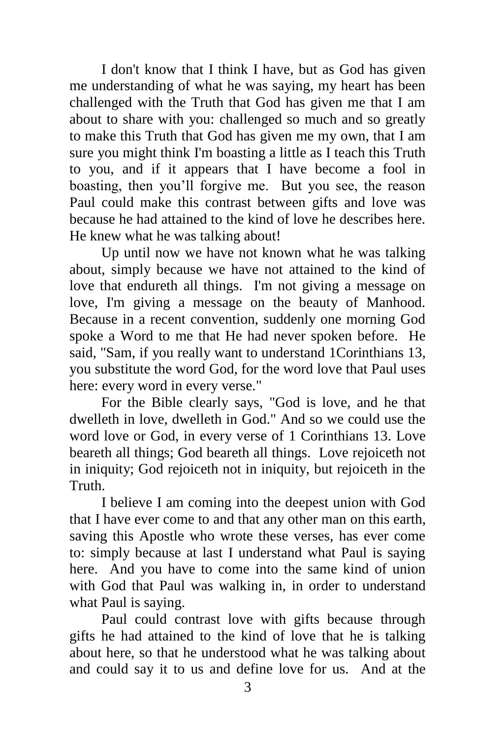I don't know that I think I have, but as God has given me understanding of what he was saying, my heart has been challenged with the Truth that God has given me that I am about to share with you: challenged so much and so greatly to make this Truth that God has given me my own, that I am sure you might think I'm boasting a little as I teach this Truth to you, and if it appears that I have become a fool in boasting, then you'll forgive me. But you see, the reason Paul could make this contrast between gifts and love was because he had attained to the kind of love he describes here. He knew what he was talking about!

Up until now we have not known what he was talking about, simply because we have not attained to the kind of love that endureth all things. I'm not giving a message on love, I'm giving a message on the beauty of Manhood. Because in a recent convention, suddenly one morning God spoke a Word to me that He had never spoken before. He said, "Sam, if you really want to understand 1Corinthians 13, you substitute the word God, for the word love that Paul uses here: every word in every verse."

For the Bible clearly says, "God is love, and he that dwelleth in love, dwelleth in God." And so we could use the word love or God, in every verse of 1 Corinthians 13. Love beareth all things; God beareth all things. Love rejoiceth not in iniquity; God rejoiceth not in iniquity, but rejoiceth in the Truth.

I believe I am coming into the deepest union with God that I have ever come to and that any other man on this earth, saving this Apostle who wrote these verses, has ever come to: simply because at last I understand what Paul is saying here. And you have to come into the same kind of union with God that Paul was walking in, in order to understand what Paul is saying.

Paul could contrast love with gifts because through gifts he had attained to the kind of love that he is talking about here, so that he understood what he was talking about and could say it to us and define love for us. And at the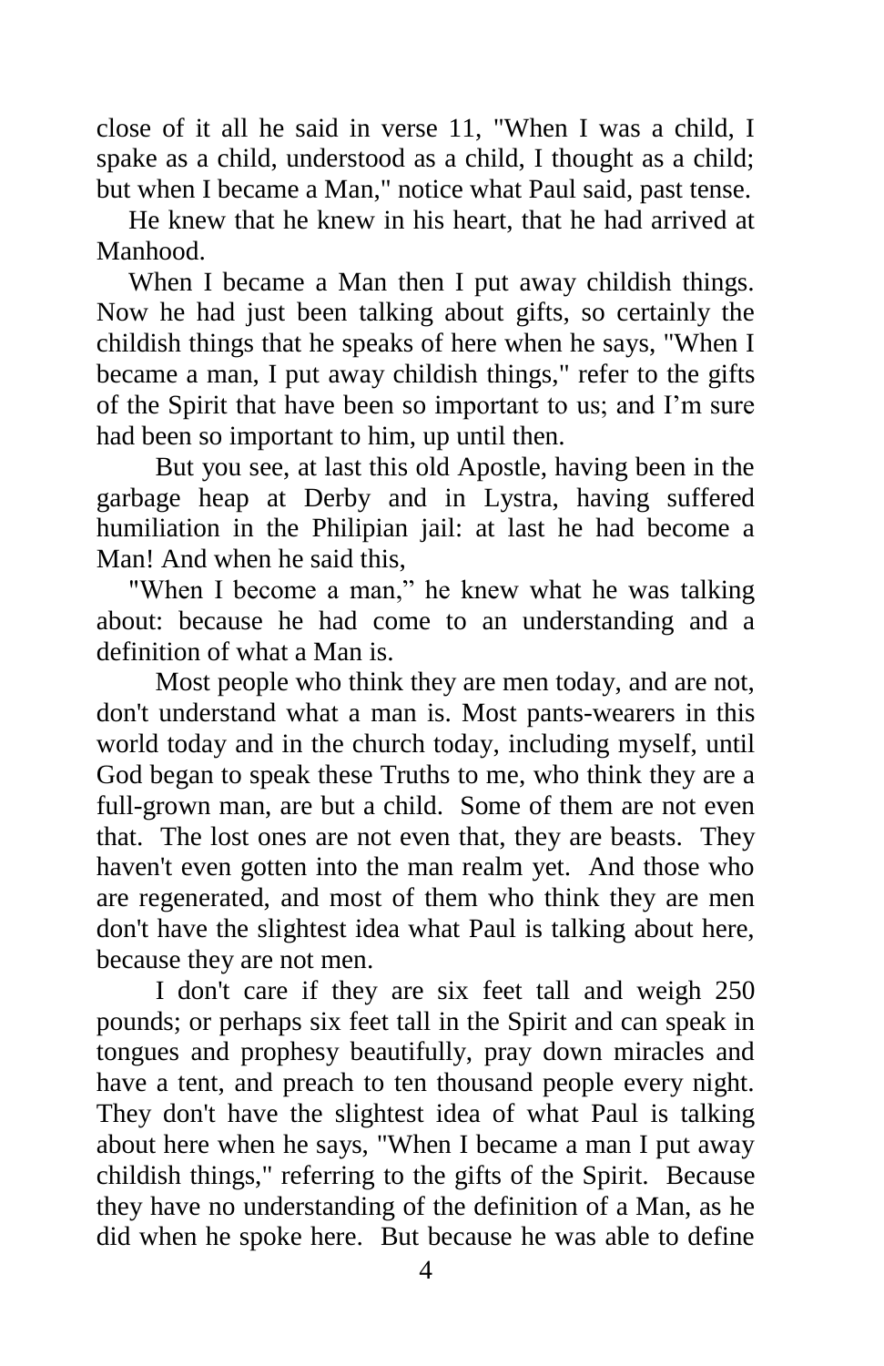close of it all he said in verse 11, "When I was a child, I spake as a child, understood as a child, I thought as a child; but when I became a Man," notice what Paul said, past tense.

He knew that he knew in his heart, that he had arrived at Manhood.

When I became a Man then I put away childish things. Now he had just been talking about gifts, so certainly the childish things that he speaks of here when he says, "When I became a man, I put away childish things," refer to the gifts of the Spirit that have been so important to us; and I'm sure had been so important to him, up until then.

But you see, at last this old Apostle, having been in the garbage heap at Derby and in Lystra, having suffered humiliation in the Philipian jail: at last he had become a Man! And when he said this,

"When I become a man," he knew what he was talking about: because he had come to an understanding and a definition of what a Man is.

Most people who think they are men today, and are not, don't understand what a man is. Most pants-wearers in this world today and in the church today, including myself, until God began to speak these Truths to me, who think they are a full-grown man, are but a child. Some of them are not even that. The lost ones are not even that, they are beasts. They haven't even gotten into the man realm yet. And those who are regenerated, and most of them who think they are men don't have the slightest idea what Paul is talking about here, because they are not men.

I don't care if they are six feet tall and weigh 250 pounds; or perhaps six feet tall in the Spirit and can speak in tongues and prophesy beautifully, pray down miracles and have a tent, and preach to ten thousand people every night. They don't have the slightest idea of what Paul is talking about here when he says, "When I became a man I put away childish things," referring to the gifts of the Spirit. Because they have no understanding of the definition of a Man, as he did when he spoke here. But because he was able to define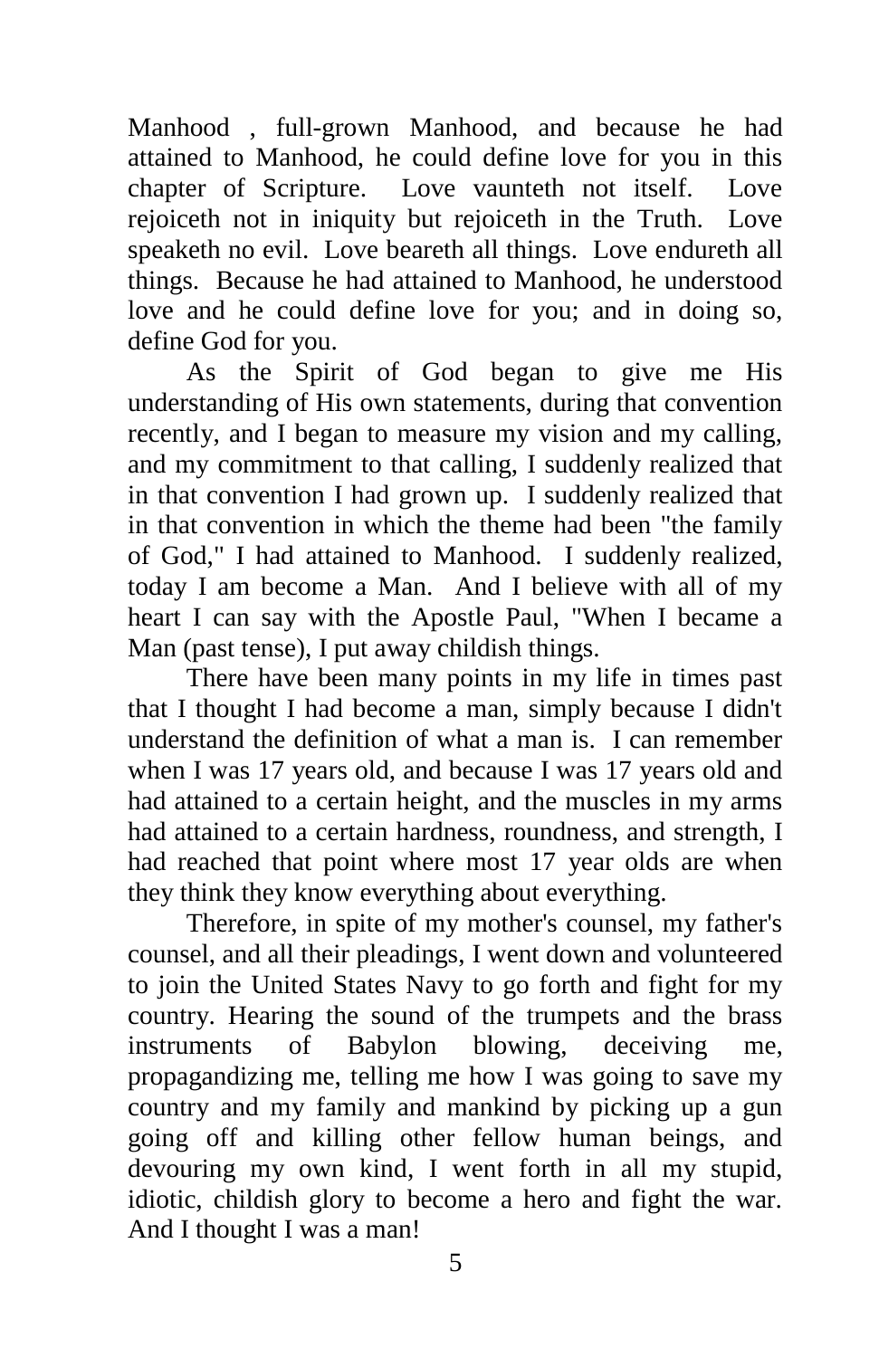Manhood , full-grown Manhood, and because he had attained to Manhood, he could define love for you in this chapter of Scripture. Love vaunteth not itself. Love rejoiceth not in iniquity but rejoiceth in the Truth. Love speaketh no evil. Love beareth all things. Love endureth all things. Because he had attained to Manhood, he understood love and he could define love for you; and in doing so, define God for you.

As the Spirit of God began to give me His understanding of His own statements, during that convention recently, and I began to measure my vision and my calling, and my commitment to that calling, I suddenly realized that in that convention I had grown up. I suddenly realized that in that convention in which the theme had been "the family of God," I had attained to Manhood. I suddenly realized, today I am become a Man. And I believe with all of my heart I can say with the Apostle Paul, "When I became a Man (past tense), I put away childish things.

There have been many points in my life in times past that I thought I had become a man, simply because I didn't understand the definition of what a man is. I can remember when I was 17 years old, and because I was 17 years old and had attained to a certain height, and the muscles in my arms had attained to a certain hardness, roundness, and strength, I had reached that point where most 17 year olds are when they think they know everything about everything.

Therefore, in spite of my mother's counsel, my father's counsel, and all their pleadings, I went down and volunteered to join the United States Navy to go forth and fight for my country. Hearing the sound of the trumpets and the brass instruments of Babylon blowing, deceiving me, propagandizing me, telling me how I was going to save my country and my family and mankind by picking up a gun going off and killing other fellow human beings, and devouring my own kind, I went forth in all my stupid, idiotic, childish glory to become a hero and fight the war. And I thought I was a man!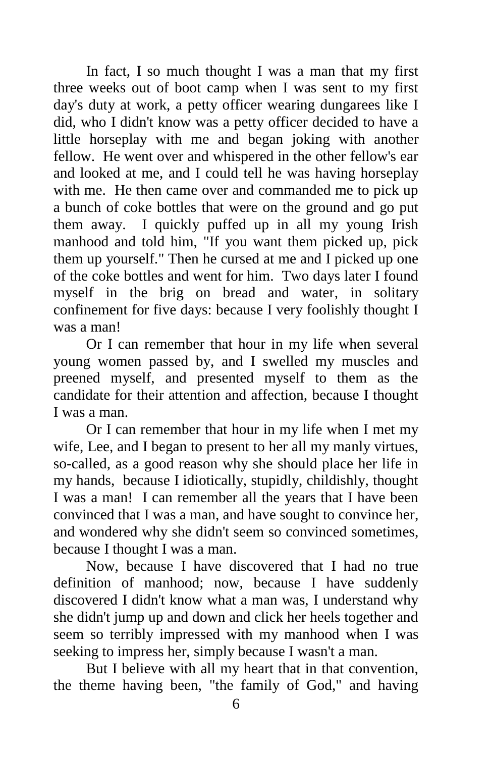In fact, I so much thought I was a man that my first three weeks out of boot camp when I was sent to my first day's duty at work, a petty officer wearing dungarees like I did, who I didn't know was a petty officer decided to have a little horseplay with me and began joking with another fellow. He went over and whispered in the other fellow's ear and looked at me, and I could tell he was having horseplay with me. He then came over and commanded me to pick up a bunch of coke bottles that were on the ground and go put them away. I quickly puffed up in all my young Irish manhood and told him, "If you want them picked up, pick them up yourself." Then he cursed at me and I picked up one of the coke bottles and went for him. Two days later I found myself in the brig on bread and water, in solitary confinement for five days: because I very foolishly thought I was a man!

Or I can remember that hour in my life when several young women passed by, and I swelled my muscles and preened myself, and presented myself to them as the candidate for their attention and affection, because I thought I was a man.

Or I can remember that hour in my life when I met my wife, Lee, and I began to present to her all my manly virtues, so-called, as a good reason why she should place her life in my hands, because I idiotically, stupidly, childishly, thought I was a man! I can remember all the years that I have been convinced that I was a man, and have sought to convince her, and wondered why she didn't seem so convinced sometimes, because I thought I was a man.

Now, because I have discovered that I had no true definition of manhood; now, because I have suddenly discovered I didn't know what a man was, I understand why she didn't jump up and down and click her heels together and seem so terribly impressed with my manhood when I was seeking to impress her, simply because I wasn't a man.

But I believe with all my heart that in that convention, the theme having been, "the family of God," and having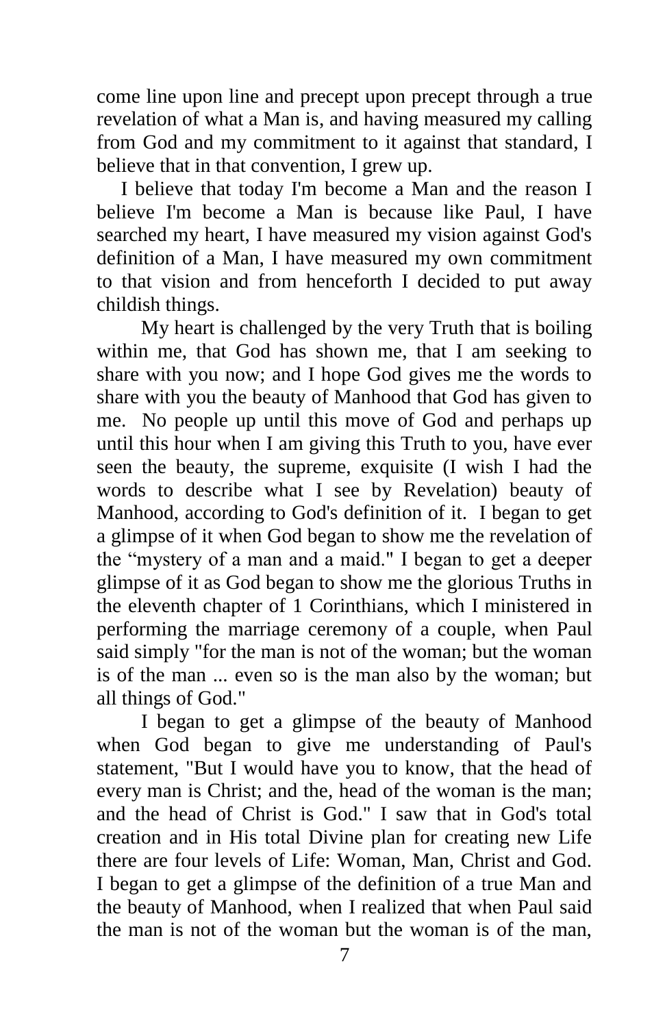come line upon line and precept upon precept through a true revelation of what a Man is, and having measured my calling from God and my commitment to it against that standard, I believe that in that convention, I grew up.

I believe that today I'm become a Man and the reason I believe I'm become a Man is because like Paul, I have searched my heart, I have measured my vision against God's definition of a Man, I have measured my own commitment to that vision and from henceforth I decided to put away childish things.

My heart is challenged by the very Truth that is boiling within me, that God has shown me, that I am seeking to share with you now; and I hope God gives me the words to share with you the beauty of Manhood that God has given to me. No people up until this move of God and perhaps up until this hour when I am giving this Truth to you, have ever seen the beauty, the supreme, exquisite (I wish I had the words to describe what I see by Revelation) beauty of Manhood, according to God's definition of it. I began to get a glimpse of it when God began to show me the revelation of the "mystery of a man and a maid." I began to get a deeper glimpse of it as God began to show me the glorious Truths in the eleventh chapter of 1 Corinthians, which I ministered in performing the marriage ceremony of a couple, when Paul said simply "for the man is not of the woman; but the woman is of the man ... even so is the man also by the woman; but all things of God."

I began to get a glimpse of the beauty of Manhood when God began to give me understanding of Paul's statement, "But I would have you to know, that the head of every man is Christ; and the, head of the woman is the man; and the head of Christ is God." I saw that in God's total creation and in His total Divine plan for creating new Life there are four levels of Life: Woman, Man, Christ and God. I began to get a glimpse of the definition of a true Man and the beauty of Manhood, when I realized that when Paul said the man is not of the woman but the woman is of the man,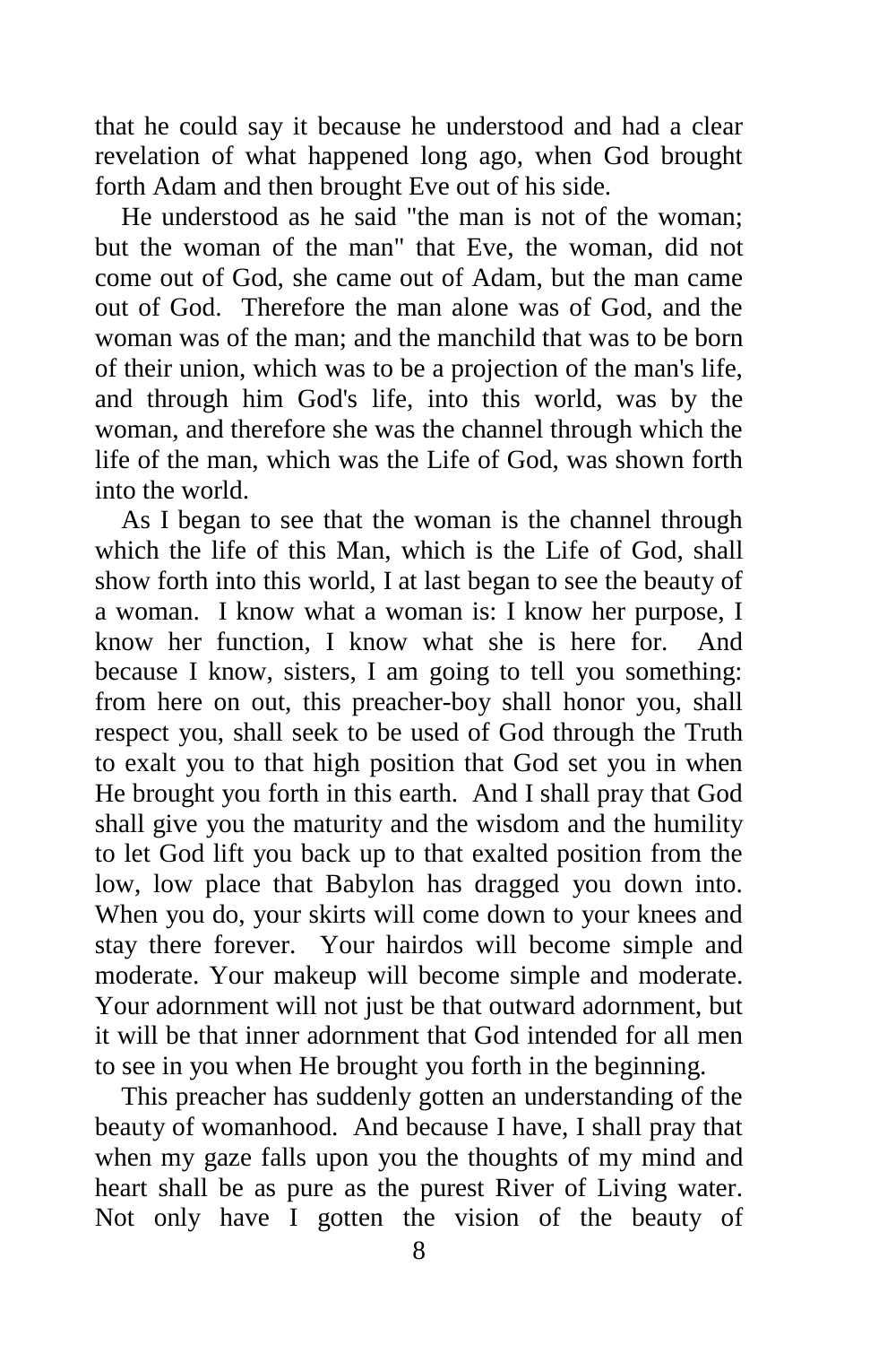that he could say it because he understood and had a clear revelation of what happened long ago, when God brought forth Adam and then brought Eve out of his side.

He understood as he said "the man is not of the woman; but the woman of the man" that Eve, the woman, did not come out of God, she came out of Adam, but the man came out of God. Therefore the man alone was of God, and the woman was of the man; and the manchild that was to be born of their union, which was to be a projection of the man's life, and through him God's life, into this world, was by the woman, and therefore she was the channel through which the life of the man, which was the Life of God, was shown forth into the world.

As I began to see that the woman is the channel through which the life of this Man, which is the Life of God, shall show forth into this world, I at last began to see the beauty of a woman. I know what a woman is: I know her purpose, I know her function, I know what she is here for. And because I know, sisters, I am going to tell you something: from here on out, this preacher-boy shall honor you, shall respect you, shall seek to be used of God through the Truth to exalt you to that high position that God set you in when He brought you forth in this earth. And I shall pray that God shall give you the maturity and the wisdom and the humility to let God lift you back up to that exalted position from the low, low place that Babylon has dragged you down into. When you do, your skirts will come down to your knees and stay there forever. Your hairdos will become simple and moderate. Your makeup will become simple and moderate. Your adornment will not just be that outward adornment, but it will be that inner adornment that God intended for all men to see in you when He brought you forth in the beginning.

This preacher has suddenly gotten an understanding of the beauty of womanhood. And because I have, I shall pray that when my gaze falls upon you the thoughts of my mind and heart shall be as pure as the purest River of Living water. Not only have I gotten the vision of the beauty of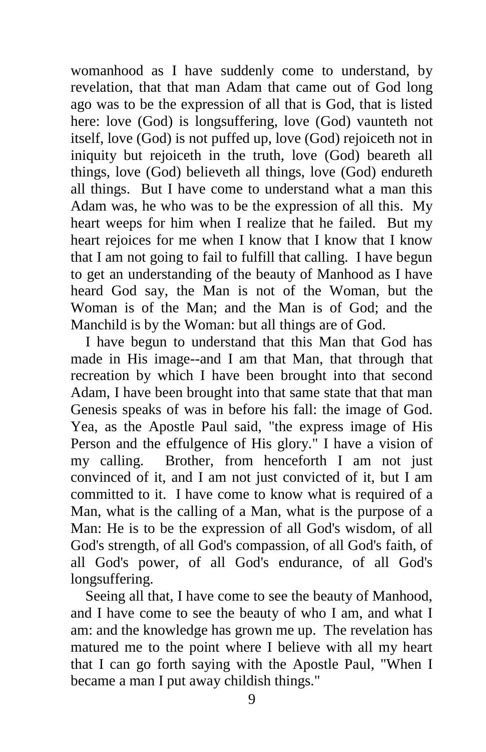womanhood as I have suddenly come to understand, by revelation, that that man Adam that came out of God long ago was to be the expression of all that is God, that is listed here: love (God) is longsuffering, love (God) vaunteth not itself, love (God) is not puffed up, love (God) rejoiceth not in iniquity but rejoiceth in the truth, love (God) beareth all things, love (God) believeth all things, love (God) endureth all things. But I have come to understand what a man this Adam was, he who was to be the expression of all this. My heart weeps for him when I realize that he failed. But my heart rejoices for me when I know that I know that I know that I am not going to fail to fulfill that calling. I have begun to get an understanding of the beauty of Manhood as I have heard God say, the Man is not of the Woman, but the Woman is of the Man; and the Man is of God; and the Manchild is by the Woman: but all things are of God.

I have begun to understand that this Man that God has made in His image--and I am that Man, that through that recreation by which I have been brought into that second Adam, I have been brought into that same state that that man Genesis speaks of was in before his fall: the image of God. Yea, as the Apostle Paul said, "the express image of His Person and the effulgence of His glory." I have a vision of my calling. Brother, from henceforth I am not just convinced of it, and I am not just convicted of it, but I am committed to it. I have come to know what is required of a Man, what is the calling of a Man, what is the purpose of a Man: He is to be the expression of all God's wisdom, of all God's strength, of all God's compassion, of all God's faith, of all God's power, of all God's endurance, of all God's longsuffering.

Seeing all that, I have come to see the beauty of Manhood, and I have come to see the beauty of who I am, and what I am: and the knowledge has grown me up. The revelation has matured me to the point where I believe with all my heart that I can go forth saying with the Apostle Paul, "When I became a man I put away childish things."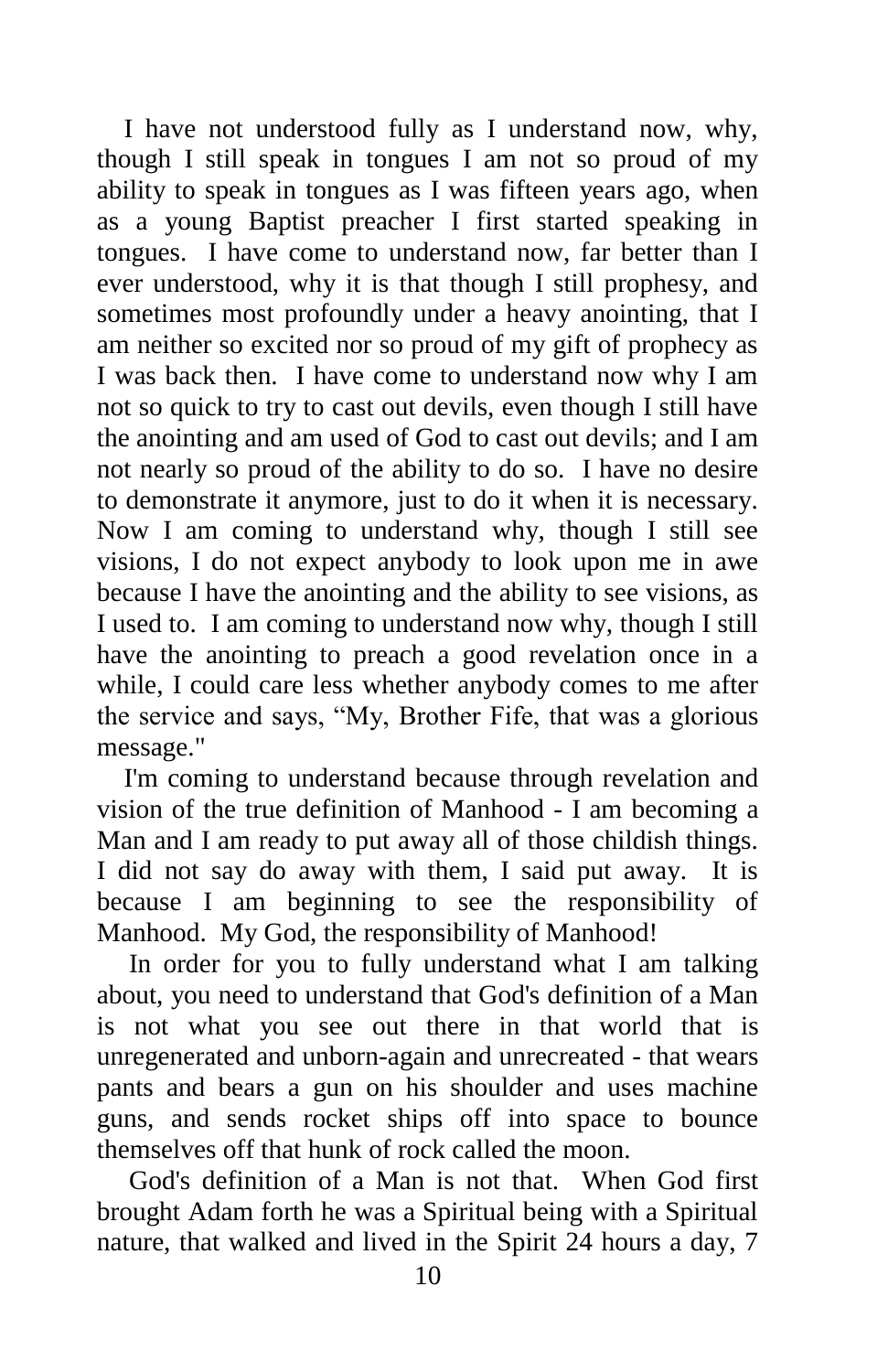I have not understood fully as I understand now, why, though I still speak in tongues I am not so proud of my ability to speak in tongues as I was fifteen years ago, when as a young Baptist preacher I first started speaking in tongues. I have come to understand now, far better than I ever understood, why it is that though I still prophesy, and sometimes most profoundly under a heavy anointing, that I am neither so excited nor so proud of my gift of prophecy as I was back then. I have come to understand now why I am not so quick to try to cast out devils, even though I still have the anointing and am used of God to cast out devils; and I am not nearly so proud of the ability to do so. I have no desire to demonstrate it anymore, just to do it when it is necessary. Now I am coming to understand why, though I still see visions, I do not expect anybody to look upon me in awe because I have the anointing and the ability to see visions, as I used to. I am coming to understand now why, though I still have the anointing to preach a good revelation once in a while, I could care less whether anybody comes to me after the service and says, "My, Brother Fife, that was a glorious message."

I'm coming to understand because through revelation and vision of the true definition of Manhood - I am becoming a Man and I am ready to put away all of those childish things. I did not say do away with them, I said put away. It is because I am beginning to see the responsibility of Manhood. My God, the responsibility of Manhood!

In order for you to fully understand what I am talking about, you need to understand that God's definition of a Man is not what you see out there in that world that is unregenerated and unborn-again and unrecreated - that wears pants and bears a gun on his shoulder and uses machine guns, and sends rocket ships off into space to bounce themselves off that hunk of rock called the moon.

God's definition of a Man is not that. When God first brought Adam forth he was a Spiritual being with a Spiritual nature, that walked and lived in the Spirit 24 hours a day, 7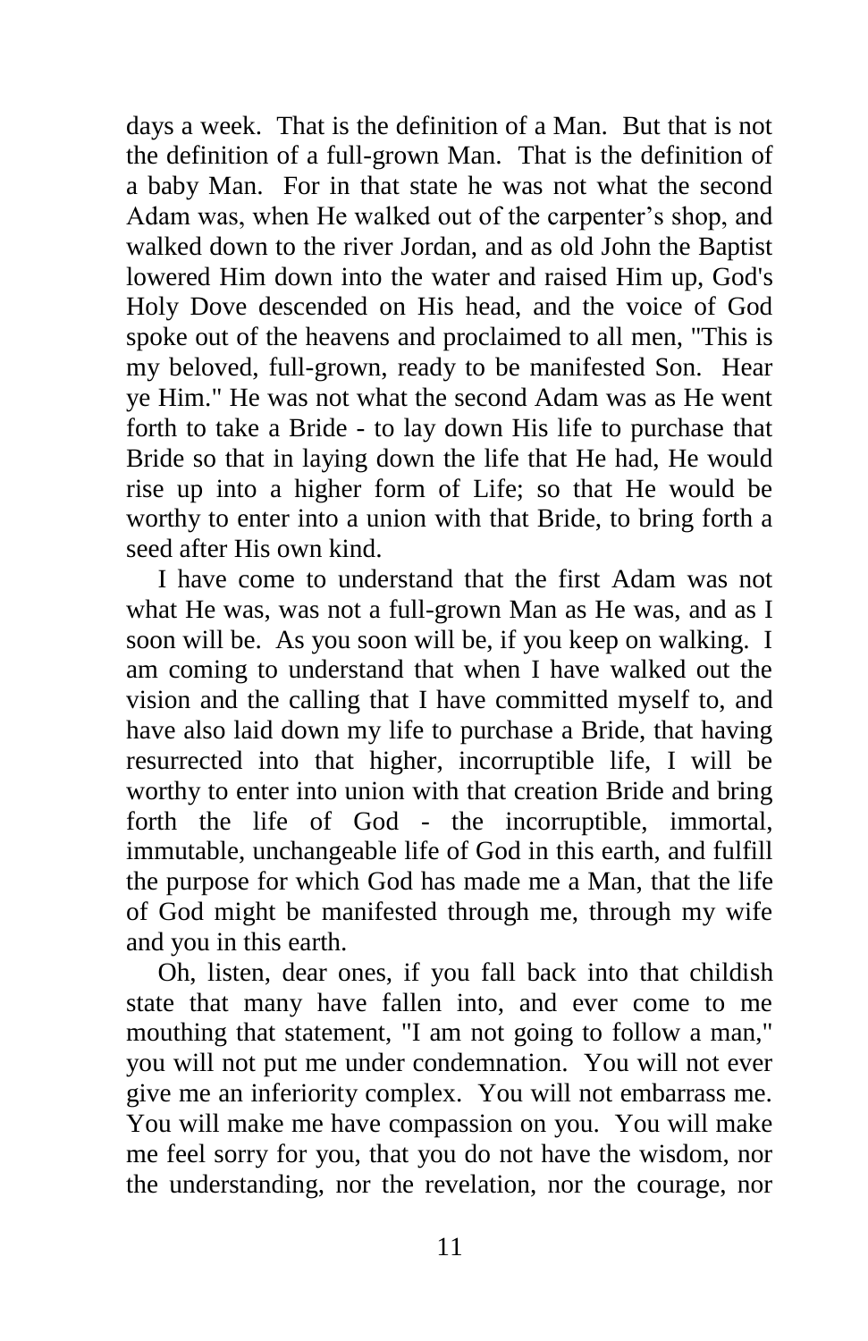days a week. That is the definition of a Man. But that is not the definition of a full-grown Man. That is the definition of a baby Man. For in that state he was not what the second Adam was, when He walked out of the carpenter's shop, and walked down to the river Jordan, and as old John the Baptist lowered Him down into the water and raised Him up, God's Holy Dove descended on His head, and the voice of God spoke out of the heavens and proclaimed to all men, "This is my beloved, full-grown, ready to be manifested Son. Hear ye Him." He was not what the second Adam was as He went forth to take a Bride - to lay down His life to purchase that Bride so that in laying down the life that He had, He would rise up into a higher form of Life; so that He would be worthy to enter into a union with that Bride, to bring forth a seed after His own kind.

I have come to understand that the first Adam was not what He was, was not a full-grown Man as He was, and as I soon will be. As you soon will be, if you keep on walking. I am coming to understand that when I have walked out the vision and the calling that I have committed myself to, and have also laid down my life to purchase a Bride, that having resurrected into that higher, incorruptible life, I will be worthy to enter into union with that creation Bride and bring forth the life of God - the incorruptible, immortal, immutable, unchangeable life of God in this earth, and fulfill the purpose for which God has made me a Man, that the life of God might be manifested through me, through my wife and you in this earth.

Oh, listen, dear ones, if you fall back into that childish state that many have fallen into, and ever come to me mouthing that statement, "I am not going to follow a man," you will not put me under condemnation. You will not ever give me an inferiority complex. You will not embarrass me. You will make me have compassion on you. You will make me feel sorry for you, that you do not have the wisdom, nor the understanding, nor the revelation, nor the courage, nor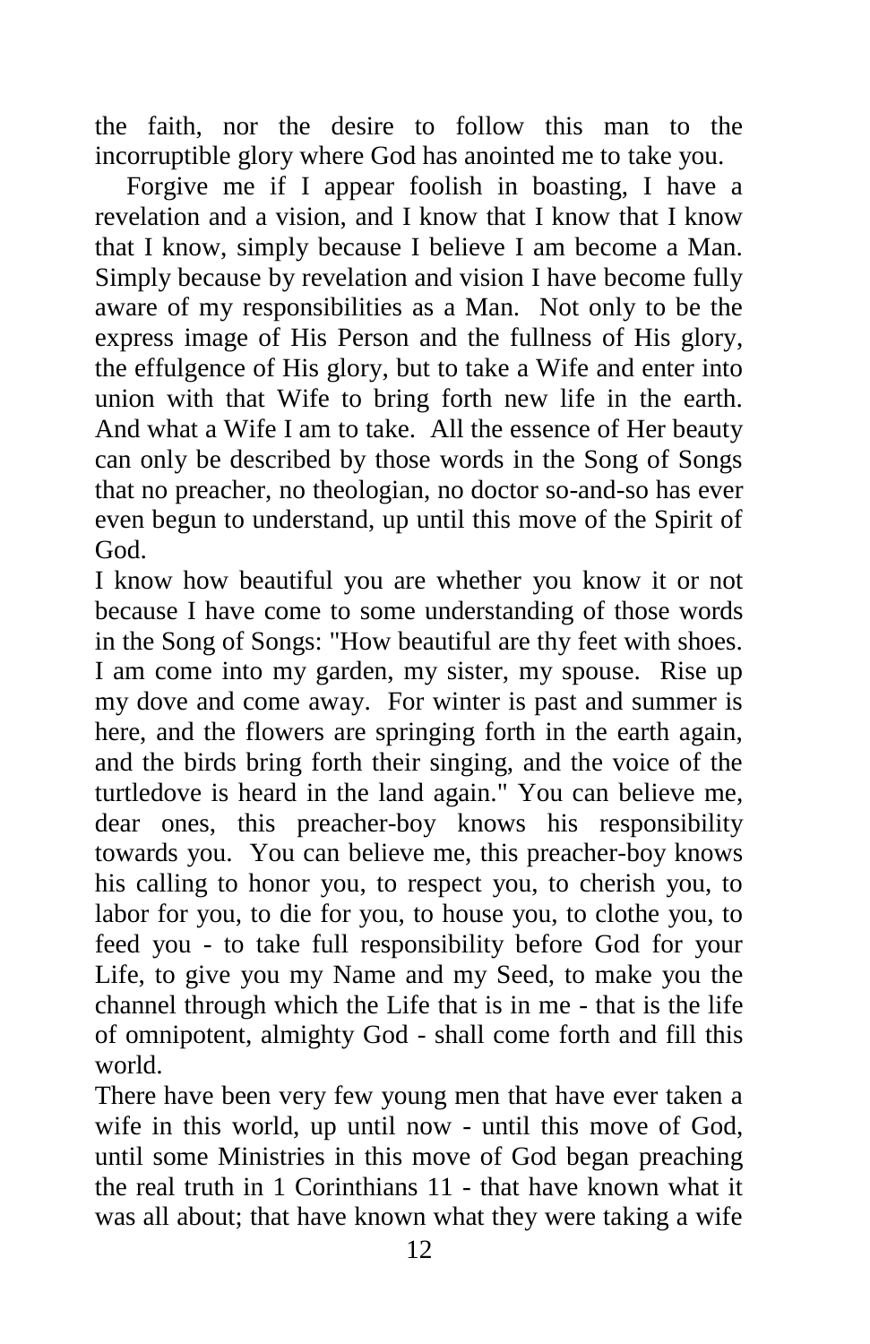the faith, nor the desire to follow this man to the incorruptible glory where God has anointed me to take you.

Forgive me if I appear foolish in boasting, I have a revelation and a vision, and I know that I know that I know that I know, simply because I believe I am become a Man. Simply because by revelation and vision I have become fully aware of my responsibilities as a Man. Not only to be the express image of His Person and the fullness of His glory, the effulgence of His glory, but to take a Wife and enter into union with that Wife to bring forth new life in the earth. And what a Wife I am to take. All the essence of Her beauty can only be described by those words in the Song of Songs that no preacher, no theologian, no doctor so-and-so has ever even begun to understand, up until this move of the Spirit of God.

I know how beautiful you are whether you know it or not because I have come to some understanding of those words in the Song of Songs: "How beautiful are thy feet with shoes. I am come into my garden, my sister, my spouse. Rise up my dove and come away. For winter is past and summer is here, and the flowers are springing forth in the earth again, and the birds bring forth their singing, and the voice of the turtledove is heard in the land again." You can believe me, dear ones, this preacher-boy knows his responsibility towards you. You can believe me, this preacher-boy knows his calling to honor you, to respect you, to cherish you, to labor for you, to die for you, to house you, to clothe you, to feed you - to take full responsibility before God for your Life, to give you my Name and my Seed, to make you the channel through which the Life that is in me - that is the life of omnipotent, almighty God - shall come forth and fill this world.

There have been very few young men that have ever taken a wife in this world, up until now - until this move of God, until some Ministries in this move of God began preaching the real truth in 1 Corinthians 11 - that have known what it was all about; that have known what they were taking a wife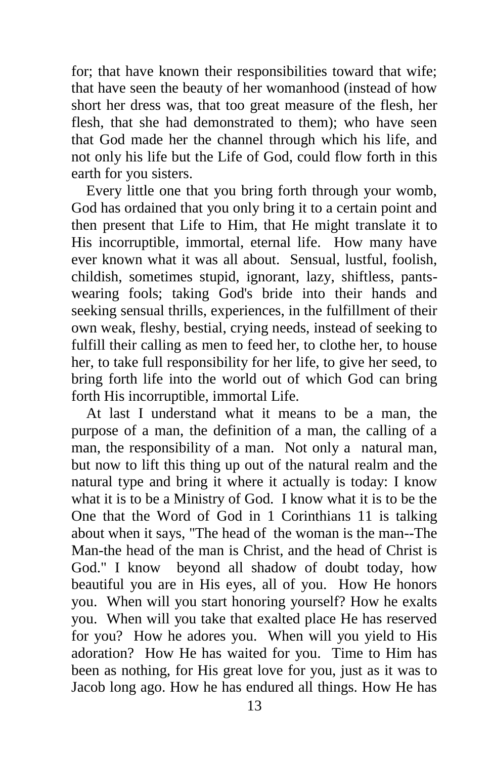for; that have known their responsibilities toward that wife; that have seen the beauty of her womanhood (instead of how short her dress was, that too great measure of the flesh, her flesh, that she had demonstrated to them); who have seen that God made her the channel through which his life, and not only his life but the Life of God, could flow forth in this earth for you sisters.

Every little one that you bring forth through your womb, God has ordained that you only bring it to a certain point and then present that Life to Him, that He might translate it to His incorruptible, immortal, eternal life. How many have ever known what it was all about. Sensual, lustful, foolish, childish, sometimes stupid, ignorant, lazy, shiftless, pants-wearing fools; taking God's bride into their hands and seeking sensual thrills, experiences, in the fulfillment of their own weak, fleshy, bestial, crying needs, instead of seeking to fulfill their calling as men to feed her, to clothe her, to house her, to take full responsibility for her life, to give her seed, to bring forth life into the world out of which God can bring forth His incorruptible, immortal Life.

At last I understand what it means to be a man, the purpose of a man, the definition of a man, the calling of a man, the responsibility of a man. Not only a natural man, but now to lift this thing up out of the natural realm and the natural type and bring it where it actually is today: I know what it is to be a Ministry of God. I know what it is to be the One that the Word of God in 1 Corinthians 11 is talking about when it says, "The head of the woman is the man--The Man-the head of the man is Christ, and the head of Christ is God." I know beyond all shadow of doubt today, how beautiful you are in His eyes, all of you. How He honors you. When will you start honoring yourself? How he exalts you. When will you take that exalted place He has reserved for you? How he adores you. When will you yield to His adoration? How He has waited for you. Time to Him has been as nothing, for His great love for you, just as it was to Jacob long ago. How he has endured all things. How He has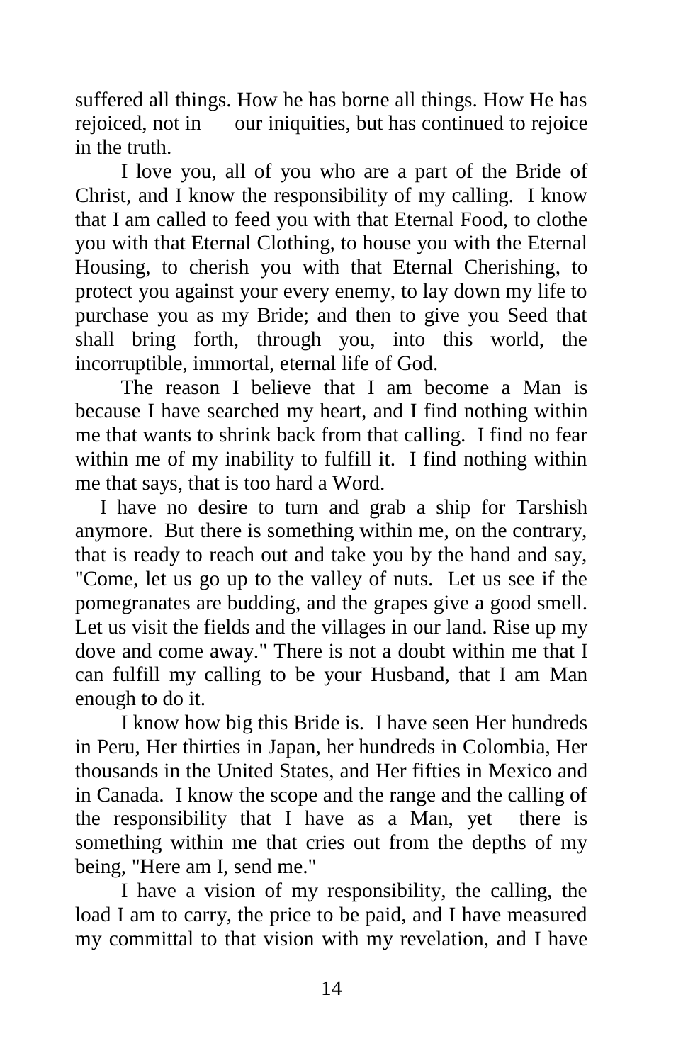suffered all things. How he has borne all things. How He has rejoiced, not in our iniquities, but has continued to rejoice in the truth.

I love you, all of you who are a part of the Bride of Christ, and I know the responsibility of my calling. I know that I am called to feed you with that Eternal Food, to clothe you with that Eternal Clothing, to house you with the Eternal Housing, to cherish you with that Eternal Cherishing, to protect you against your every enemy, to lay down my life to purchase you as my Bride; and then to give you Seed that shall bring forth, through you, into this world, the incorruptible, immortal, eternal life of God.

The reason I believe that I am become a Man is because I have searched my heart, and I find nothing within me that wants to shrink back from that calling. I find no fear within me of my inability to fulfill it. I find nothing within me that says, that is too hard a Word.

I have no desire to turn and grab a ship for Tarshish anymore. But there is something within me, on the contrary, that is ready to reach out and take you by the hand and say, "Come, let us go up to the valley of nuts. Let us see if the pomegranates are budding, and the grapes give a good smell. Let us visit the fields and the villages in our land. Rise up my dove and come away." There is not a doubt within me that I can fulfill my calling to be your Husband, that I am Man enough to do it.

I know how big this Bride is. I have seen Her hundreds in Peru, Her thirties in Japan, her hundreds in Colombia, Her thousands in the United States, and Her fifties in Mexico and in Canada. I know the scope and the range and the calling of the responsibility that I have as a Man, yet there is something within me that cries out from the depths of my being, "Here am I, send me."

I have a vision of my responsibility, the calling, the load I am to carry, the price to be paid, and I have measured my committal to that vision with my revelation, and I have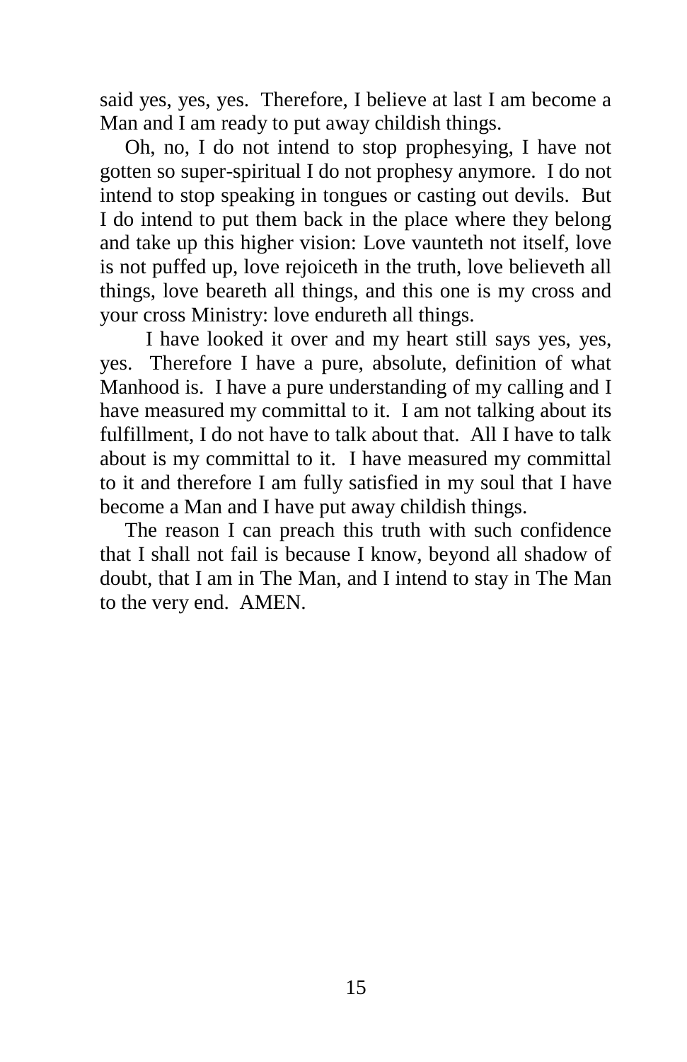said yes, yes, yes. Therefore, I believe at last I am become a Man and I am ready to put away childish things.

Oh, no, I do not intend to stop prophesying, I have not gotten so super-spiritual I do not prophesy anymore. I do not intend to stop speaking in tongues or casting out devils. But I do intend to put them back in the place where they belong and take up this higher vision: Love vaunteth not itself, love is not puffed up, love rejoiceth in the truth, love believeth all things, love beareth all things, and this one is my cross and your cross Ministry: love endureth all things.

I have looked it over and my heart still says yes, yes, yes. Therefore I have a pure, absolute, definition of what Manhood is. I have a pure understanding of my calling and I have measured my committal to it. I am not talking about its fulfillment, I do not have to talk about that. All I have to talk about is my committal to it. I have measured my committal to it and therefore I am fully satisfied in my soul that I have become a Man and I have put away childish things.

The reason I can preach this truth with such confidence that I shall not fail is because I know, beyond all shadow of doubt, that I am in The Man, and I intend to stay in The Man to the very end. AMEN.